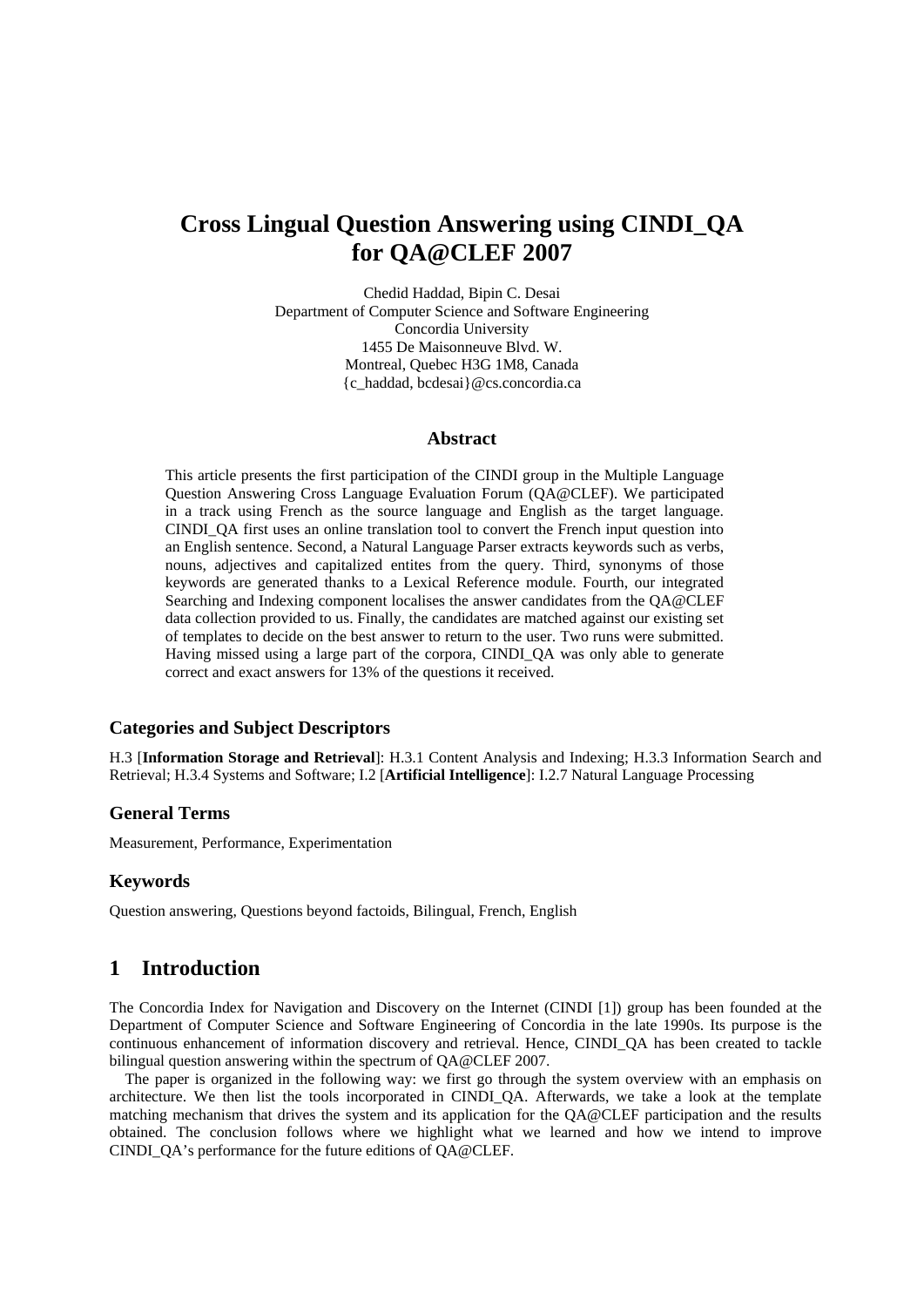# Cross Lingual Question Answering using CINDI_QA for QA@CLEF 2007

Chedid Haddad, Bipin C. Desai
Department of Computer Science and Software Engineering
Concordia University
1455 De Maisonneuve Blvd. W.
Montreal, Quebec H3G 1M8, Canada
{c_haddad, bcdesai}@cs.concordia.ca

## Abstract

This article presents the first participation of the CINDI group in the Multiple Language Question Answering Cross Language Evaluation Forum (QA@CLEF). We participated in a track using French as the source language and English as the target language. CINDI_QA first uses an online translation tool to convert the French input question into an English sentence. Second, a Natural Language Parser extracts keywords such as verbs, nouns, adjectives and capitalized entites from the query. Third, synonyms of those keywords are generated thanks to a Lexical Reference module. Fourth, our integrated Searching and Indexing component localises the answer candidates from the QA@CLEF data collection provided to us. Finally, the candidates are matched against our existing set of templates to decide on the best answer to return to the user. Two runs were submitted. Having missed using a large part of the corpora, CINDI_QA was only able to generate correct and exact answers for 13% of the questions it received.

### Categories and Subject Descriptors

H.3 [**Information Storage and Retrieval**]: H.3.1 Content Analysis and Indexing; H.3.3 Information Search and Retrieval; H.3.4 Systems and Software; I.2 [**Artificial Intelligence**]: I.2.7 Natural Language Processing

### General Terms

Measurement, Performance, Experimentation

### Keywords

Question answering, Questions beyond factoids, Bilingual, French, English

## 1 Introduction

The Concordia Index for Navigation and Discovery on the Internet (CINDI [1]) group has been founded at the Department of Computer Science and Software Engineering of Concordia in the late 1990s. Its purpose is the continuous enhancement of information discovery and retrieval. Hence, CINDI_QA has been created to tackle bilingual question answering within the spectrum of QA@CLEF 2007.

The paper is organized in the following way: we first go through the system overview with an emphasis on architecture. We then list the tools incorporated in CINDI_QA. Afterwards, we take a look at the template matching mechanism that drives the system and its application for the QA@CLEF participation and the results obtained. The conclusion follows where we highlight what we learned and how we intend to improve CINDI_QA's performance for the future editions of QA@CLEF.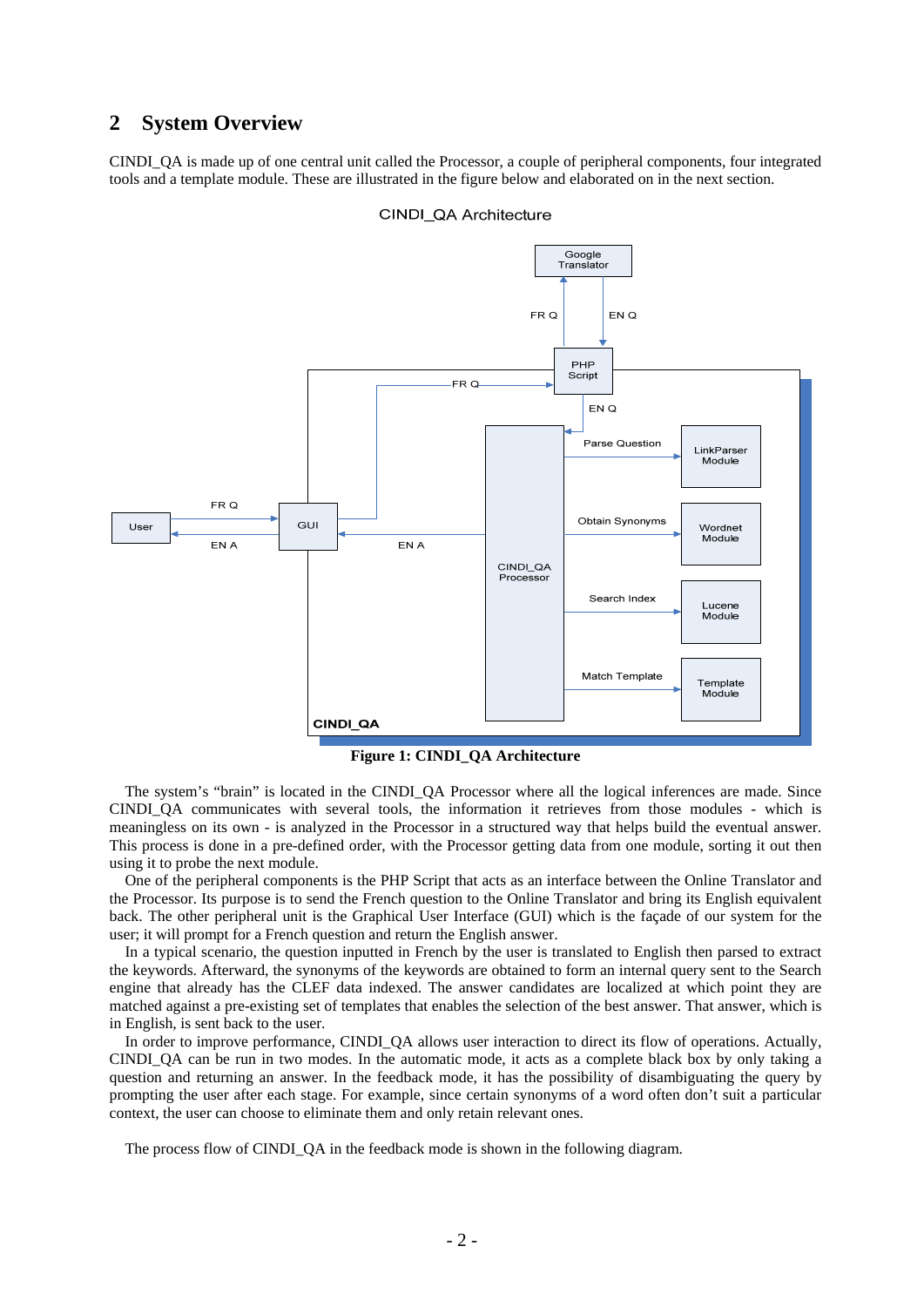## 2 System Overview

CINDI_QA is made up of one central unit called the Processor, a couple of peripheral components, four integrated tools and a template module. These are illustrated in the figure below and elaborated on in the next section.

**Figure 1: CINDI_QA Architecture**

The system's "brain" is located in the CINDI_QA Processor where all the logical inferences are made. Since CINDI_QA communicates with several tools, the information it retrieves from those modules - which is meaningless on its own - is analyzed in the Processor in a structured way that helps build the eventual answer. This process is done in a pre-defined order, with the Processor getting data from one module, sorting it out then using it to probe the next module.

One of the peripheral components is the PHP Script that acts as an interface between the Online Translator and the Processor. Its purpose is to send the French question to the Online Translator and bring its English equivalent back. The other peripheral unit is the Graphical User Interface (GUI) which is the façade of our system for the user; it will prompt for a French question and return the English answer.

In a typical scenario, the question inputted in French by the user is translated to English then parsed to extract the keywords. Afterward, the synonyms of the keywords are obtained to form an internal query sent to the Search engine that already has the CLEF data indexed. The answer candidates are localized at which point they are matched against a pre-existing set of templates that enables the selection of the best answer. That answer, which is in English, is sent back to the user.

In order to improve performance, CINDI_QA allows user interaction to direct its flow of operations. Actually, CINDI_QA can be run in two modes. In the automatic mode, it acts as a complete black box by only taking a question and returning an answer. In the feedback mode, it has the possibility of disambiguating the query by prompting the user after each stage. For example, since certain synonyms of a word often don't suit a particular context, the user can choose to eliminate them and only retain relevant ones.

The process flow of CINDI_QA in the feedback mode is shown in the following diagram.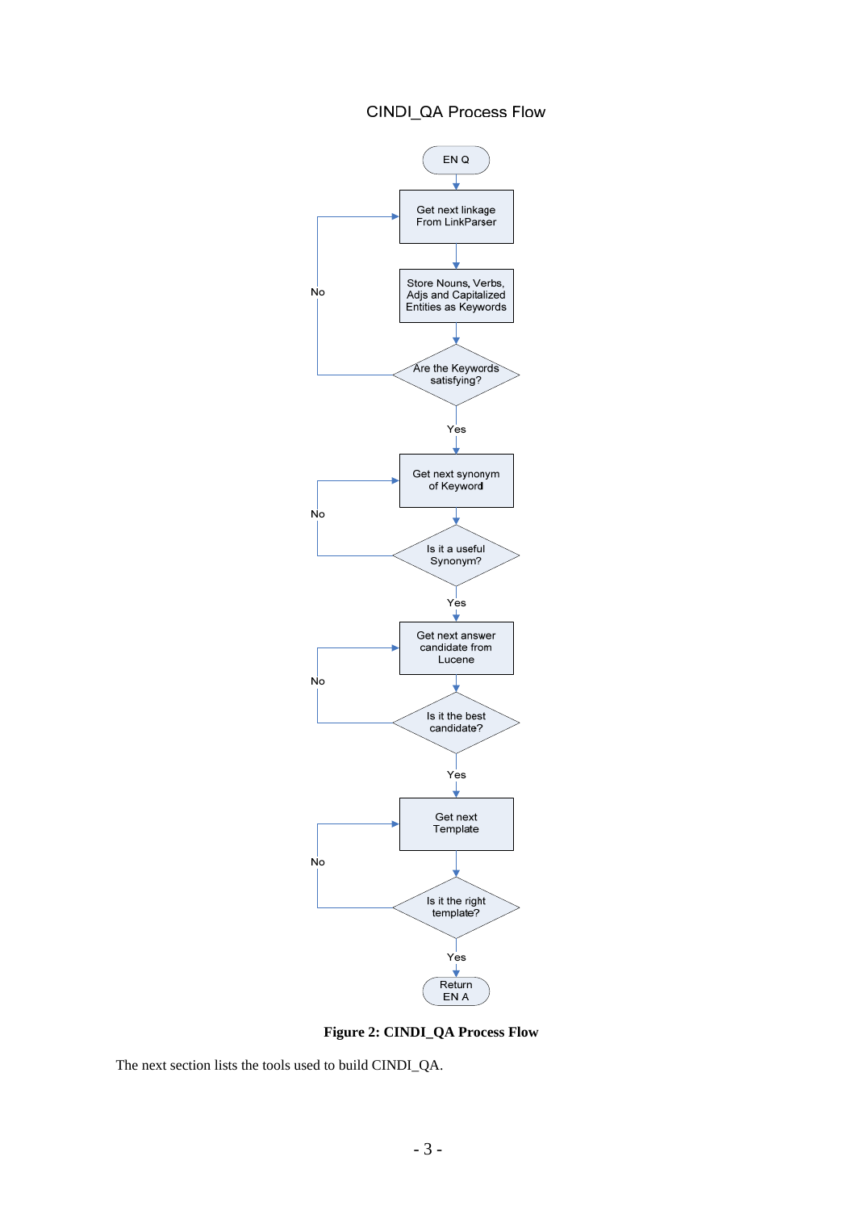CINDI_QA Process Flow

EN Q

Get next linkage From LinkParser

Store Nouns, Verbs, Adjs and Capitalized Entities as Keywords

Are the Keywords satisfying?

No

Yes

Get next synonym of Keyword

Is it a useful Synonym?

No

Yes

Get next answer candidate from Lucene

Is it the best candidate?

No

Yes

Get next Template

Is it the right template?

No

Yes

Return EN A

**Figure 2: CINDI_QA Process Flow**

The next section lists the tools used to build CINDI_QA.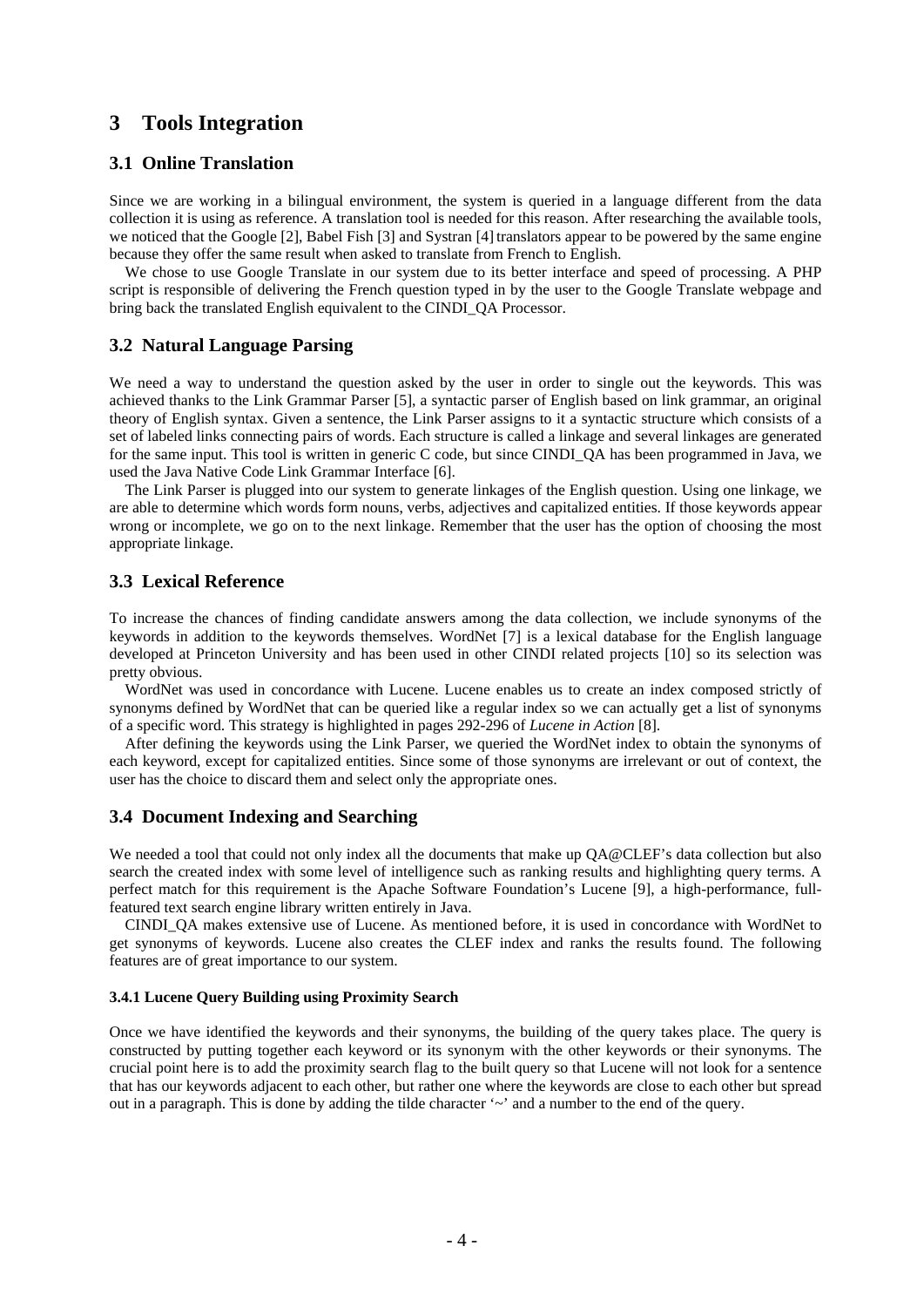# 3 Tools Integration

## 3.1 Online Translation

Since we are working in a bilingual environment, the system is queried in a language different from the data collection it is using as reference. A translation tool is needed for this reason. After researching the available tools, we noticed that the Google [2], Babel Fish [3] and Systran [4] translators appear to be powered by the same engine because they offer the same result when asked to translate from French to English.

We chose to use Google Translate in our system due to its better interface and speed of processing. A PHP script is responsible of delivering the French question typed in by the user to the Google Translate webpage and bring back the translated English equivalent to the CINDI_QA Processor.

## 3.2 Natural Language Parsing

We need a way to understand the question asked by the user in order to single out the keywords. This was achieved thanks to the Link Grammar Parser [5], a syntactic parser of English based on link grammar, an original theory of English syntax. Given a sentence, the Link Parser assigns to it a syntactic structure which consists of a set of labeled links connecting pairs of words. Each structure is called a linkage and several linkages are generated for the same input. This tool is written in generic C code, but since CINDI_QA has been programmed in Java, we used the Java Native Code Link Grammar Interface [6].

The Link Parser is plugged into our system to generate linkages of the English question. Using one linkage, we are able to determine which words form nouns, verbs, adjectives and capitalized entities. If those keywords appear wrong or incomplete, we go on to the next linkage. Remember that the user has the option of choosing the most appropriate linkage.

## 3.3 Lexical Reference

To increase the chances of finding candidate answers among the data collection, we include synonyms of the keywords in addition to the keywords themselves. WordNet [7] is a lexical database for the English language developed at Princeton University and has been used in other CINDI related projects [10] so its selection was pretty obvious.

WordNet was used in concordance with Lucene. Lucene enables us to create an index composed strictly of synonyms defined by WordNet that can be queried like a regular index so we can actually get a list of synonyms of a specific word. This strategy is highlighted in pages 292-296 of *Lucene in Action* [8].

After defining the keywords using the Link Parser, we queried the WordNet index to obtain the synonyms of each keyword, except for capitalized entities. Since some of those synonyms are irrelevant or out of context, the user has the choice to discard them and select only the appropriate ones.

## 3.4 Document Indexing and Searching

We needed a tool that could not only index all the documents that make up QA@CLEF's data collection but also search the created index with some level of intelligence such as ranking results and highlighting query terms. A perfect match for this requirement is the Apache Software Foundation's Lucene [9], a high-performance, full-featured text search engine library written entirely in Java.

CINDI_QA makes extensive use of Lucene. As mentioned before, it is used in concordance with WordNet to get synonyms of keywords. Lucene also creates the CLEF index and ranks the results found. The following features are of great importance to our system.

#### 3.4.1 Lucene Query Building using Proximity Search

Once we have identified the keywords and their synonyms, the building of the query takes place. The query is constructed by putting together each keyword or its synonym with the other keywords or their synonyms. The crucial point here is to add the proximity search flag to the built query so that Lucene will not look for a sentence that has our keywords adjacent to each other, but rather one where the keywords are close to each other but spread out in a paragraph. This is done by adding the tilde character '~' and a number to the end of the query.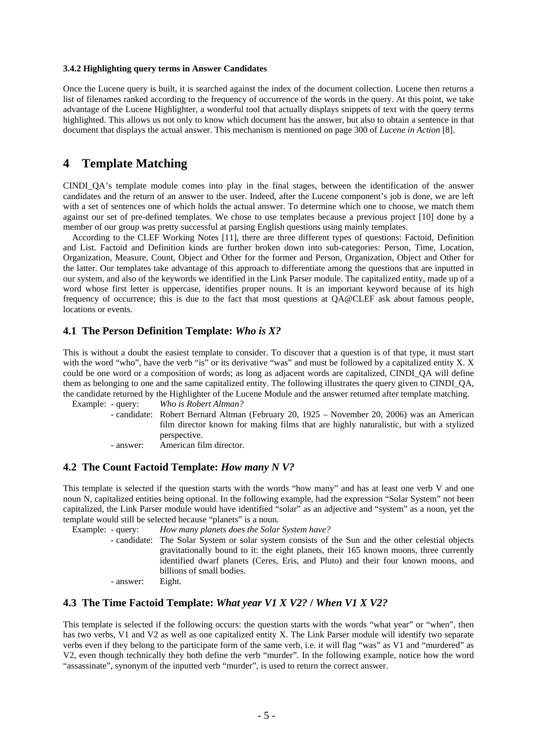#### 3.4.2 Highlighting query terms in Answer Candidates

Once the Lucene query is built, it is searched against the index of the document collection. Lucene then returns a list of filenames ranked according to the frequency of occurrence of the words in the query. At this point, we take advantage of the Lucene Highlighter, a wonderful tool that actually displays snippets of text with the query terms highlighted. This allows us not only to know which document has the answer, but also to obtain a sentence in that document that displays the actual answer. This mechanism is mentioned on page 300 of *Lucene in Action* [8].

# 4 Template Matching

CINDI_QA's template module comes into play in the final stages, between the identification of the answer candidates and the return of an answer to the user. Indeed, after the Lucene component's job is done, we are left with a set of sentences one of which holds the actual answer. To determine which one to choose, we match them against our set of pre-defined templates. We chose to use templates because a previous project [10] done by a member of our group was pretty successful at parsing English questions using mainly templates.

According to the CLEF Working Notes [11], there are three different types of questions: Factoid, Definition and List. Factoid and Definition kinds are further broken down into sub-categories: Person, Time, Location, Organization, Measure, Count, Object and Other for the former and Person, Organization, Object and Other for the latter. Our templates take advantage of this approach to differentiate among the questions that are inputted in our system, and also of the keywords we identified in the Link Parser module. The capitalized entity, made up of a word whose first letter is uppercase, identifies proper nouns. It is an important keyword because of its high frequency of occurrence; this is due to the fact that most questions at QA@CLEF ask about famous people, locations or events.

## 4.1 The Person Definition Template: *Who is X?*

This is without a doubt the easiest template to consider. To discover that a question is of that type, it must start with the word "who", have the verb "is" or its derivative "was" and must be followed by a capitalized entity X. X could be one word or a composition of words; as long as adjacent words are capitalized, CINDI_QA will define them as belonging to one and the same capitalized entity. The following illustrates the query given to CINDI_QA, the candidate returned by the Highlighter of the Lucene Module and the answer returned after template matching.

Example:
- query: *Who is Robert Altman?*
- candidate: Robert Bernard Altman (February 20, 1925 – November 20, 2006) was an American film director known for making films that are highly naturalistic, but with a stylized perspective.
- answer: American film director.

## 4.2 The Count Factoid Template: *How many N V?*

This template is selected if the question starts with the words "how many" and has at least one verb V and one noun N, capitalized entities being optional. In the following example, had the expression "Solar System" not been capitalized, the Link Parser module would have identified "solar" as an adjective and "system" as a noun, yet the template would still be selected because "planets" is a noun.

Example:
- query: *How many planets does the Solar System have?*
- candidate: The Solar System or solar system consists of the Sun and the other celestial objects gravitationally bound to it: the eight planets, their 165 known moons, three currently identified dwarf planets (Ceres, Eris, and Pluto) and their four known moons, and billions of small bodies.
- answer: Eight.

## 4.3 The Time Factoid Template: *What year V1 X V2?* / *When V1 X V2?*

This template is selected if the following occurs: the question starts with the words "what year" or "when", then has two verbs, V1 and V2 as well as one capitalized entity X. The Link Parser module will identify two separate verbs even if they belong to the participate form of the same verb, i.e. it will flag "was" as V1 and "murdered" as V2, even though technically they both define the verb "murder". In the following example, notice how the word "assassinate", synonym of the inputted verb "murder", is used to return the correct answer.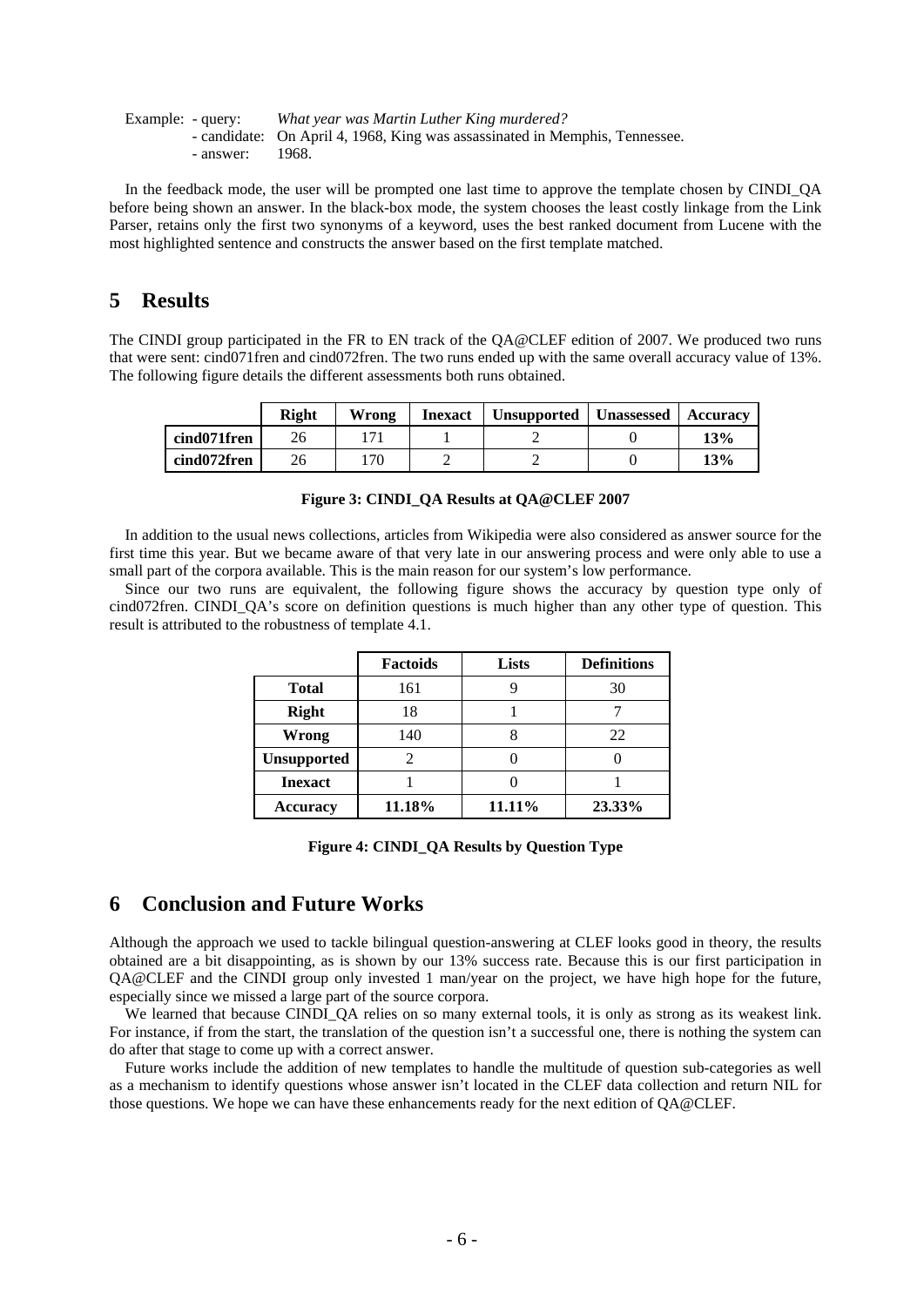Example: - query: *What year was Martin Luther King murdered?*
- candidate: On April 4, 1968, King was assassinated in Memphis, Tennessee.
- answer: 1968.

In the feedback mode, the user will be prompted one last time to approve the template chosen by CINDI_QA before being shown an answer. In the black-box mode, the system chooses the least costly linkage from the Link Parser, retains only the first two synonyms of a keyword, uses the best ranked document from Lucene with the most highlighted sentence and constructs the answer based on the first template matched.

# 5 Results

The CINDI group participated in the FR to EN track of the QA@CLEF edition of 2007. We produced two runs that were sent: cind071fren and cind072fren. The two runs ended up with the same overall accuracy value of 13%. The following figure details the different assessments both runs obtained.

| | Right | Wrong | Inexact | Unsupported | Unassessed | Accuracy |
|---|---|---|---|---|---|---|
| **cind071fren** | 26 | 171 | 1 | 2 | 0 | **13%** |
| **cind072fren** | 26 | 170 | 2 | 2 | 0 | **13%** |

**Figure 3: CINDI_QA Results at QA@CLEF 2007**

In addition to the usual news collections, articles from Wikipedia were also considered as answer source for the first time this year. But we became aware of that very late in our answering process and were only able to use a small part of the corpora available. This is the main reason for our system's low performance.

Since our two runs are equivalent, the following figure shows the accuracy by question type only of cind072fren. CINDI_QA's score on definition questions is much higher than any other type of question. This result is attributed to the robustness of template 4.1.

| | Factoids | Lists | Definitions |
|---|---|---|---|
| **Total** | 161 | 9 | 30 |
| **Right** | 18 | 1 | 7 |
| **Wrong** | 140 | 8 | 22 |
| **Unsupported** | 2 | 0 | 0 |
| **Inexact** | 1 | 0 | 1 |
| **Accuracy** | **11.18%** | **11.11%** | **23.33%** |

**Figure 4: CINDI_QA Results by Question Type**

# 6 Conclusion and Future Works

Although the approach we used to tackle bilingual question-answering at CLEF looks good in theory, the results obtained are a bit disappointing, as is shown by our 13% success rate. Because this is our first participation in QA@CLEF and the CINDI group only invested 1 man/year on the project, we have high hope for the future, especially since we missed a large part of the source corpora.

We learned that because CINDI_QA relies on so many external tools, it is only as strong as its weakest link. For instance, if from the start, the translation of the question isn't a successful one, there is nothing the system can do after that stage to come up with a correct answer.

Future works include the addition of new templates to handle the multitude of question sub-categories as well as a mechanism to identify questions whose answer isn't located in the CLEF data collection and return NIL for those questions. We hope we can have these enhancements ready for the next edition of QA@CLEF.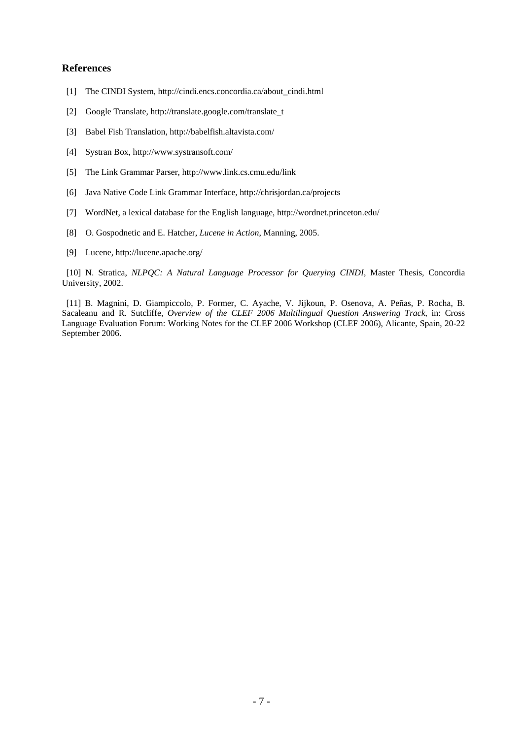## References

[1] The CINDI System, http://cindi.encs.concordia.ca/about_cindi.html

[2] Google Translate, http://translate.google.com/translate_t

[3] Babel Fish Translation, http://babelfish.altavista.com/

[4] Systran Box, http://www.systransoft.com/

[5] The Link Grammar Parser, http://www.link.cs.cmu.edu/link

[6] Java Native Code Link Grammar Interface, http://chrisjordan.ca/projects

[7] WordNet, a lexical database for the English language, http://wordnet.princeton.edu/

[8] O. Gospodnetic and E. Hatcher, *Lucene in Action*, Manning, 2005.

[9] Lucene, http://lucene.apache.org/

[10] N. Stratica, *NLPQC: A Natural Language Processor for Querying CINDI*, Master Thesis, Concordia University, 2002.

[11] B. Magnini, D. Giampiccolo, P. Former, C. Ayache, V. Jijkoun, P. Osenova, A. Peñas, P. Rocha, B. Sacaleanu and R. Sutcliffe, *Overview of the CLEF 2006 Multilingual Question Answering Track*, in: Cross Language Evaluation Forum: Working Notes for the CLEF 2006 Workshop (CLEF 2006), Alicante, Spain, 20-22 September 2006.